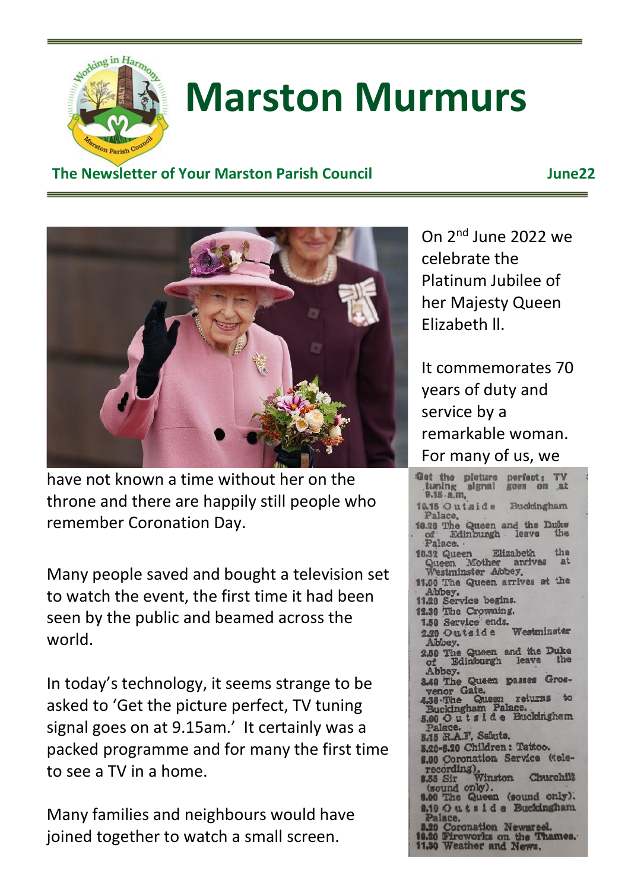# Marston Murmurs

**The Newsletter of Your Marston Parish Council** **June22**

On 2nd June 2022 we celebrate the Platinum Jubilee of her Majesty Queen Elizabeth ll.

It commemorates 70 years of duty and service by a remarkable woman. For many of us, we have not known a time without her on the throne and there are happily still people who remember Coronation Day.

Many people saved and bought a television set to watch the event, the first time it had been seen by the public and beamed across the world.

In today's technology, it seems strange to be asked to 'Get the picture perfect, TV tuning signal goes on at 9.15am.' It certainly was a packed programme and for many the first time to see a TV in a home.

Many families and neighbours would have joined together to watch a small screen.

Get the picture perfect: TV tuning signal goes on at 9.15 a.m.
10.15 Outside Buckingham Palace.
10.26 The Queen and the Duke of Edinburgh leave the Palace.
10.32 Queen Elizabeth the Queen Mother arrives at Westminster Abbey.
11.00 The Queen arrives at the Abbey.
11.20 Service begins.
12.30 The Crowning.
1.50 Service ends.
2.20 Outside Westminster Abbey.
2.50 The Queen and the Duke of Edinburgh leave the Abbey.
3.40 The Queen passes Grosvenor Gate.
4.30 The Queen returns to Buckingham Palace.
5.00 Outside Buckingham Palace.
5.15 R.A.F. Salute.
5.20-6.20 Children: Tattoo.
8.00 Coronation Service (telerecording).
8.55 Sir Winston Churchill (sound only).
9.00 The Queen (sound only).
9.10 Outside Buckingham Palace.
9.20 Coronation Newsreel.
10.20 Fireworks on the Thames.
11.30 Weather and News.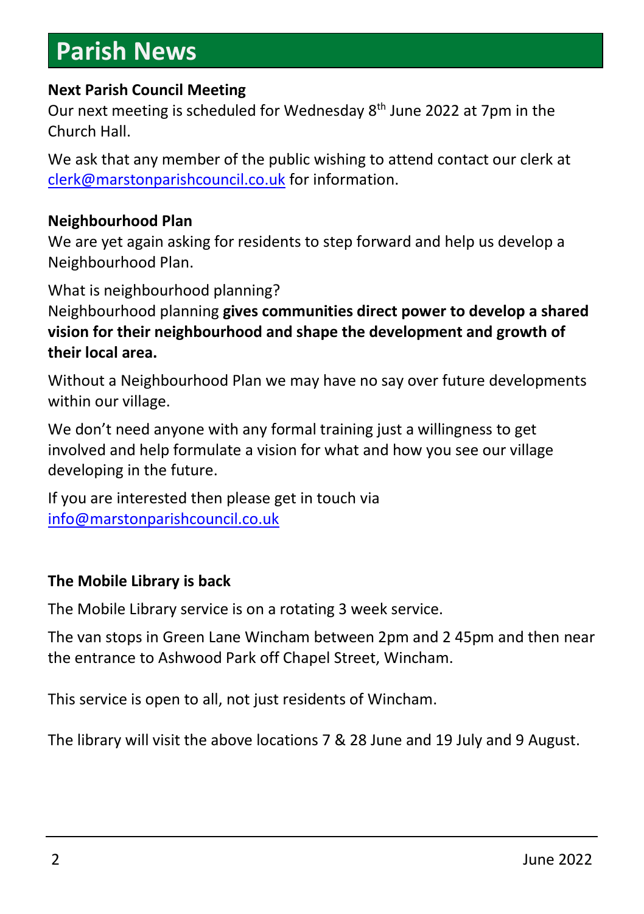# Parish News

**Next Parish Council Meeting**

Our next meeting is scheduled for Wednesday 8th June 2022 at 7pm in the Church Hall.

We ask that any member of the public wishing to attend contact our clerk at clerk@marstonparishcouncil.co.uk for information.

**Neighbourhood Plan**

We are yet again asking for residents to step forward and help us develop a Neighbourhood Plan.

What is neighbourhood planning?
Neighbourhood planning **gives communities direct power to develop a shared vision for their neighbourhood and shape the development and growth of their local area.**

Without a Neighbourhood Plan we may have no say over future developments within our village.

We don't need anyone with any formal training just a willingness to get involved and help formulate a vision for what and how you see our village developing in the future.

If you are interested then please get in touch via info@marstonparishcouncil.co.uk

**The Mobile Library is back**

The Mobile Library service is on a rotating 3 week service.

The van stops in Green Lane Wincham between 2pm and 2 45pm and then near the entrance to Ashwood Park off Chapel Street, Wincham.

This service is open to all, not just residents of Wincham.

The library will visit the above locations 7 & 28 June and 19 July and 9 August.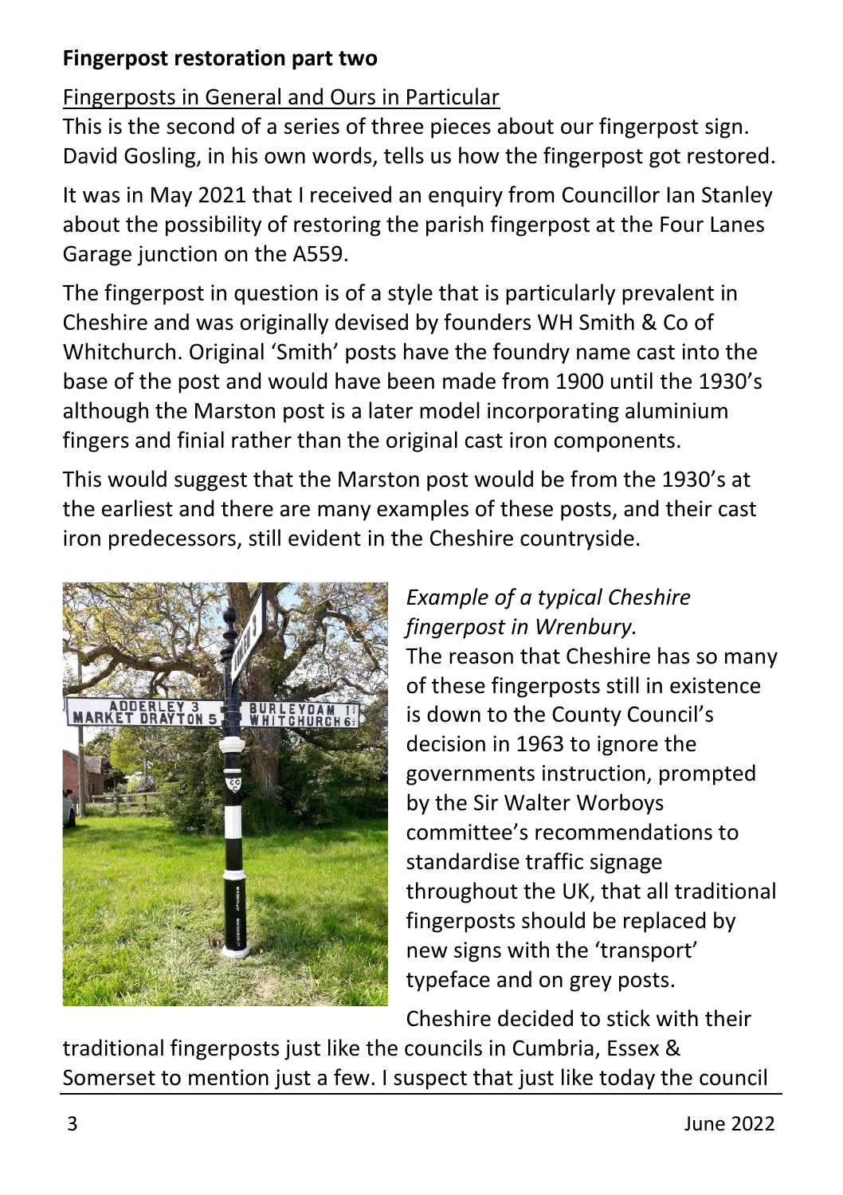**Fingerpost restoration part two**

Fingerposts in General and Ours in Particular

This is the second of a series of three pieces about our fingerpost sign. David Gosling, in his own words, tells us how the fingerpost got restored.

It was in May 2021 that I received an enquiry from Councillor Ian Stanley about the possibility of restoring the parish fingerpost at the Four Lanes Garage junction on the A559.

The fingerpost in question is of a style that is particularly prevalent in Cheshire and was originally devised by founders WH Smith & Co of Whitchurch. Original 'Smith' posts have the foundry name cast into the base of the post and would have been made from 1900 until the 1930's although the Marston post is a later model incorporating aluminium fingers and finial rather than the original cast iron components.

This would suggest that the Marston post would be from the 1930's at the earliest and there are many examples of these posts, and their cast iron predecessors, still evident in the Cheshire countryside.

*Example of a typical Cheshire fingerpost in Wrenbury.*

The reason that Cheshire has so many of these fingerposts still in existence is down to the County Council's decision in 1963 to ignore the governments instruction, prompted by the Sir Walter Worboys committee's recommendations to standardise traffic signage throughout the UK, that all traditional fingerposts should be replaced by new signs with the 'transport' typeface and on grey posts.

Cheshire decided to stick with their traditional fingerposts just like the councils in Cumbria, Essex & Somerset to mention just a few. I suspect that just like today the council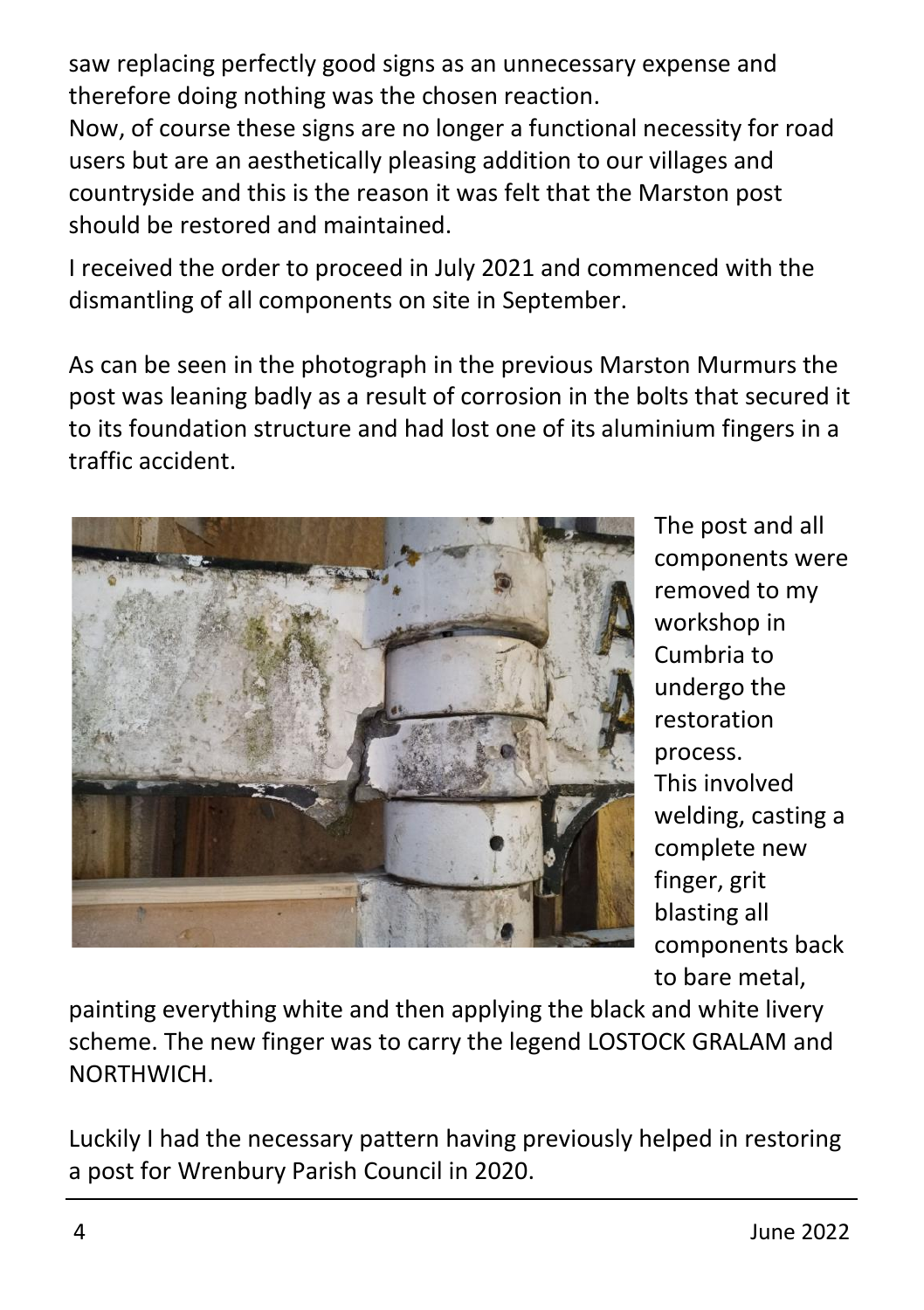saw replacing perfectly good signs as an unnecessary expense and therefore doing nothing was the chosen reaction.
Now, of course these signs are no longer a functional necessity for road users but are an aesthetically pleasing addition to our villages and countryside and this is the reason it was felt that the Marston post should be restored and maintained.

I received the order to proceed in July 2021 and commenced with the dismantling of all components on site in September.

As can be seen in the photograph in the previous Marston Murmurs the post was leaning badly as a result of corrosion in the bolts that secured it to its foundation structure and had lost one of its aluminium fingers in a traffic accident.

The post and all components were removed to my workshop in Cumbria to undergo the restoration process.
This involved welding, casting a complete new finger, grit blasting all components back to bare metal, painting everything white and then applying the black and white livery scheme. The new finger was to carry the legend LOSTOCK GRALAM and NORTHWICH.

Luckily I had the necessary pattern having previously helped in restoring a post for Wrenbury Parish Council in 2020.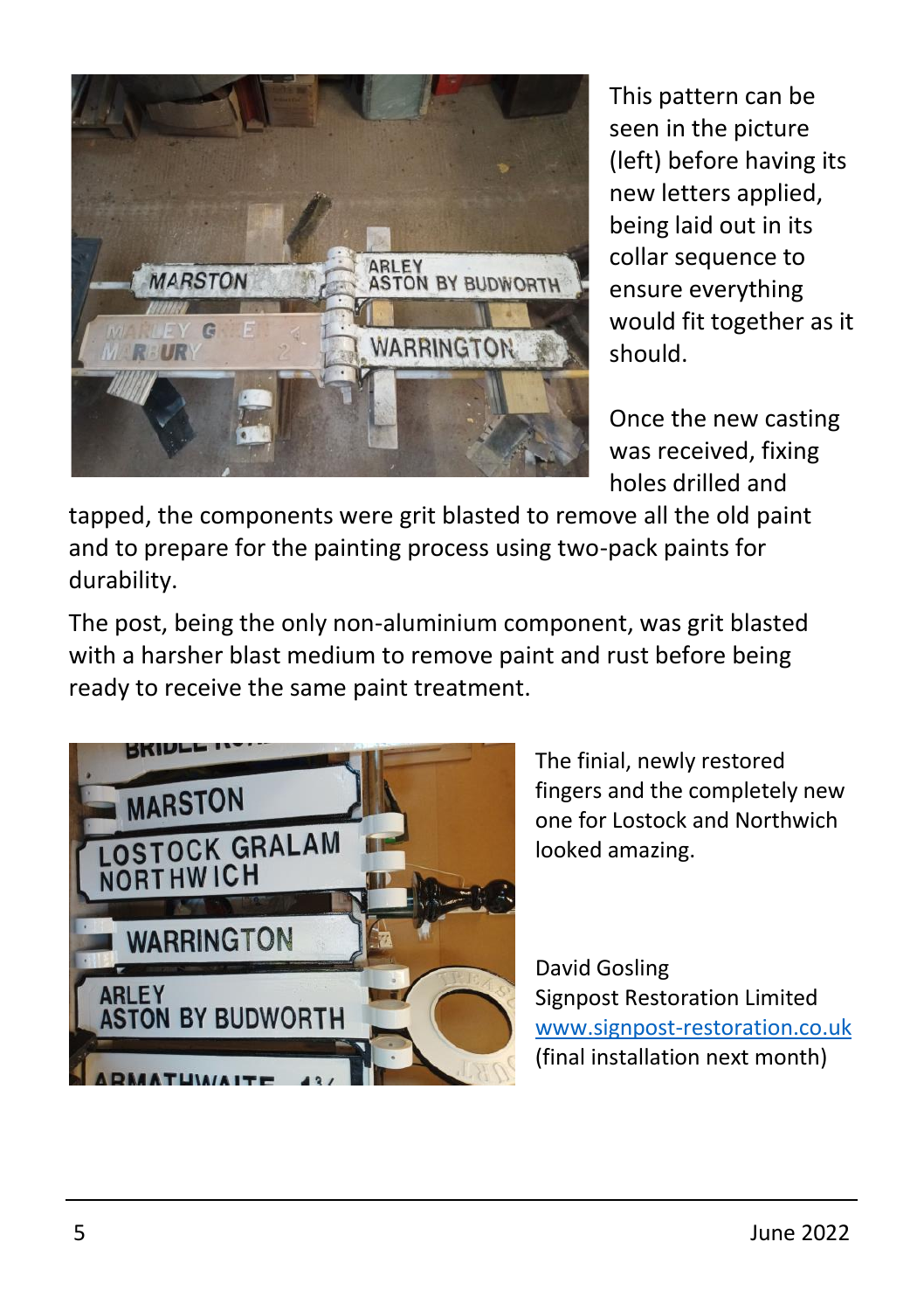This pattern can be seen in the picture (left) before having its new letters applied, being laid out in its collar sequence to ensure everything would fit together as it should.

Once the new casting was received, fixing holes drilled and tapped, the components were grit blasted to remove all the old paint and to prepare for the painting process using two-pack paints for durability.

The post, being the only non-aluminium component, was grit blasted with a harsher blast medium to remove paint and rust before being ready to receive the same paint treatment.

The finial, newly restored fingers and the completely new one for Lostock and Northwich looked amazing.

David Gosling
Signpost Restoration Limited
www.signpost-restoration.co.uk
(final installation next month)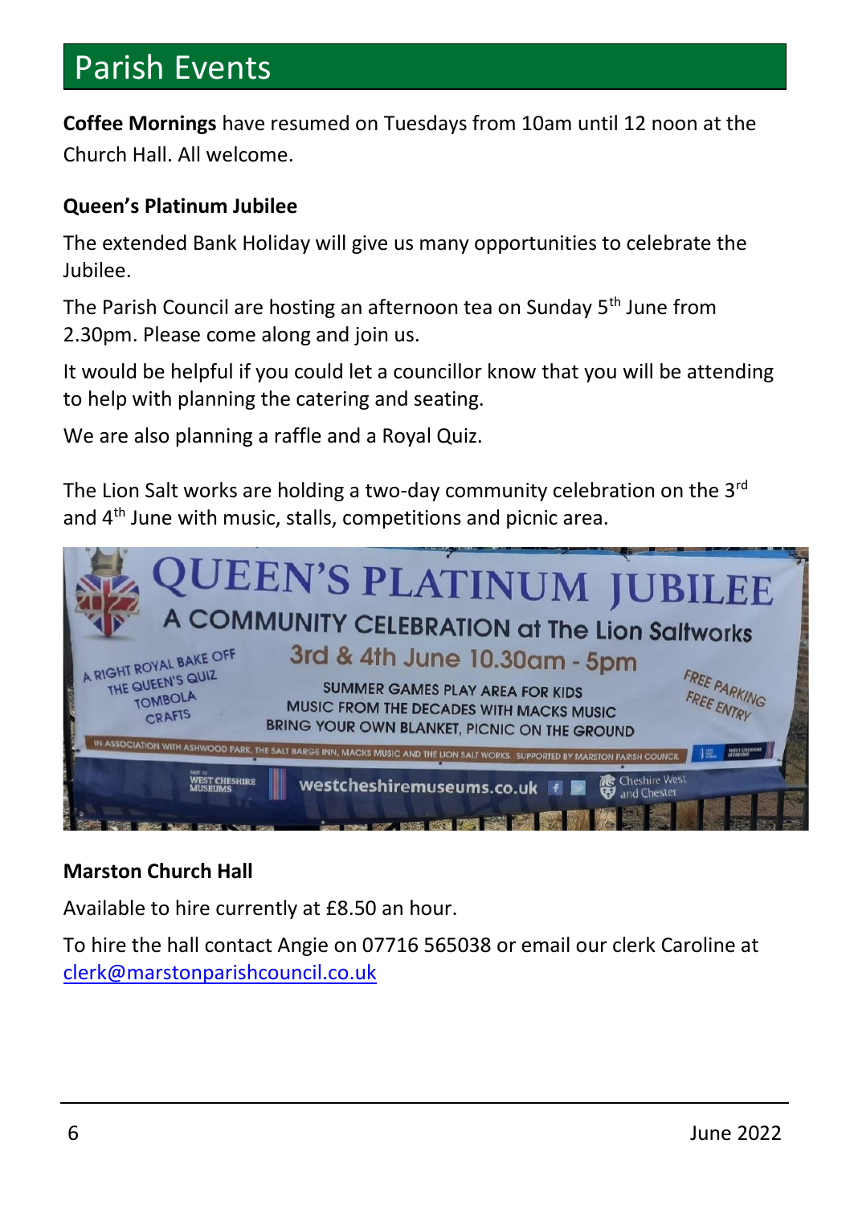# Parish Events

**Coffee Mornings** have resumed on Tuesdays from 10am until 12 noon at the Church Hall. All welcome.

### Queen's Platinum Jubilee

The extended Bank Holiday will give us many opportunities to celebrate the Jubilee.

The Parish Council are hosting an afternoon tea on Sunday 5th June from 2.30pm. Please come along and join us.

It would be helpful if you could let a councillor know that you will be attending to help with planning the catering and seating.

We are also planning a raffle and a Royal Quiz.

The Lion Salt works are holding a two-day community celebration on the 3rd and 4th June with music, stalls, competitions and picnic area.

### Marston Church Hall

Available to hire currently at £8.50 an hour.

To hire the hall contact Angie on 07716 565038 or email our clerk Caroline at [clerk@marstonparishcouncil.co.uk](mailto:clerk@marstonparishcouncil.co.uk)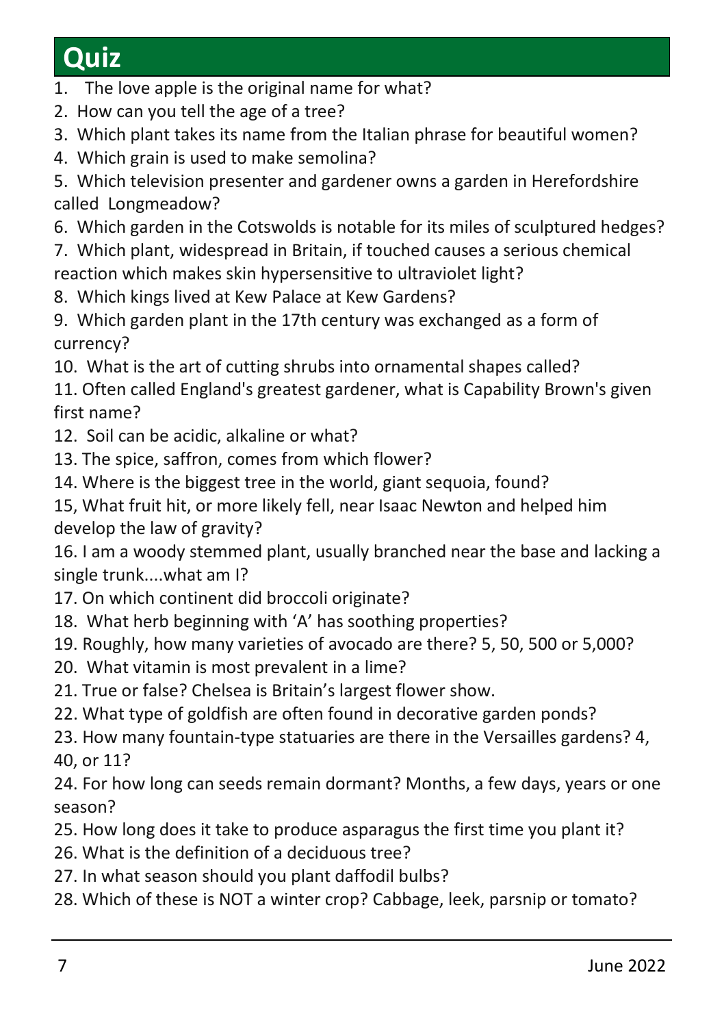# Quiz

1. The love apple is the original name for what?
2. How can you tell the age of a tree?
3. Which plant takes its name from the Italian phrase for beautiful women?
4. Which grain is used to make semolina?
5. Which television presenter and gardener owns a garden in Herefordshire called Longmeadow?
6. Which garden in the Cotswolds is notable for its miles of sculptured hedges?
7. Which plant, widespread in Britain, if touched causes a serious chemical reaction which makes skin hypersensitive to ultraviolet light?
8. Which kings lived at Kew Palace at Kew Gardens?
9. Which garden plant in the 17th century was exchanged as a form of currency?
10. What is the art of cutting shrubs into ornamental shapes called?
11. Often called England's greatest gardener, what is Capability Brown's given first name?
12. Soil can be acidic, alkaline or what?
13. The spice, saffron, comes from which flower?
14. Where is the biggest tree in the world, giant sequoia, found?

15, What fruit hit, or more likely fell, near Isaac Newton and helped him develop the law of gravity?

16. I am a woody stemmed plant, usually branched near the base and lacking a single trunk....what am I?
17. On which continent did broccoli originate?
18. What herb beginning with 'A' has soothing properties?
19. Roughly, how many varieties of avocado are there? 5, 50, 500 or 5,000?
20. What vitamin is most prevalent in a lime?
21. True or false? Chelsea is Britain's largest flower show.
22. What type of goldfish are often found in decorative garden ponds?
23. How many fountain-type statuaries are there in the Versailles gardens? 4, 40, or 11?
24. For how long can seeds remain dormant? Months, a few days, years or one season?
25. How long does it take to produce asparagus the first time you plant it?
26. What is the definition of a deciduous tree?
27. In what season should you plant daffodil bulbs?
28. Which of these is NOT a winter crop? Cabbage, leek, parsnip or tomato?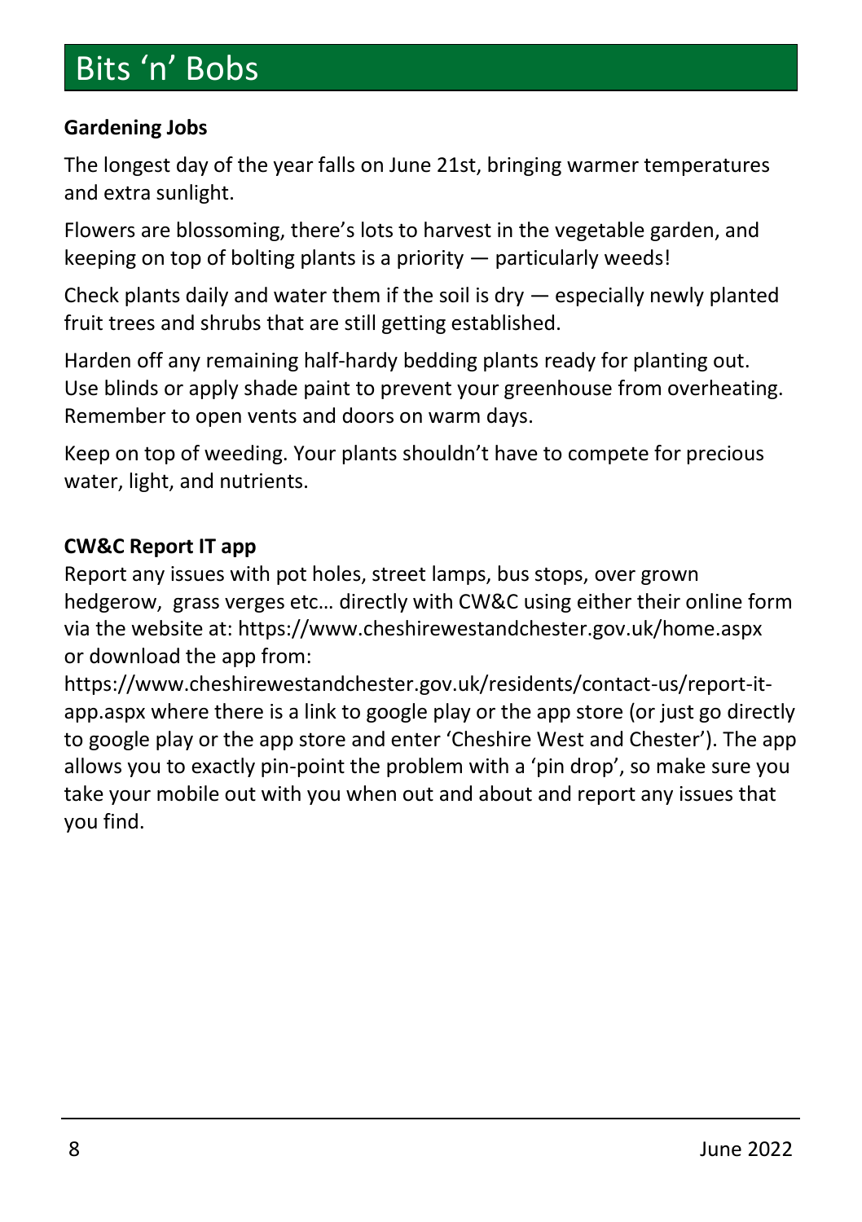# Bits 'n' Bobs

**Gardening Jobs**

The longest day of the year falls on June 21st, bringing warmer temperatures and extra sunlight.

Flowers are blossoming, there's lots to harvest in the vegetable garden, and keeping on top of bolting plants is a priority — particularly weeds!

Check plants daily and water them if the soil is dry — especially newly planted fruit trees and shrubs that are still getting established.

Harden off any remaining half-hardy bedding plants ready for planting out. Use blinds or apply shade paint to prevent your greenhouse from overheating. Remember to open vents and doors on warm days.

Keep on top of weeding. Your plants shouldn't have to compete for precious water, light, and nutrients.

**CW&C Report IT app**

Report any issues with pot holes, street lamps, bus stops, over grown hedgerow, grass verges etc… directly with CW&C using either their online form via the website at: https://www.cheshirewestandchester.gov.uk/home.aspx or download the app from: https://www.cheshirewestandchester.gov.uk/residents/contact-us/report-it-app.aspx where there is a link to google play or the app store (or just go directly to google play or the app store and enter 'Cheshire West and Chester'). The app allows you to exactly pin-point the problem with a 'pin drop', so make sure you take your mobile out with you when out and about and report any issues that you find.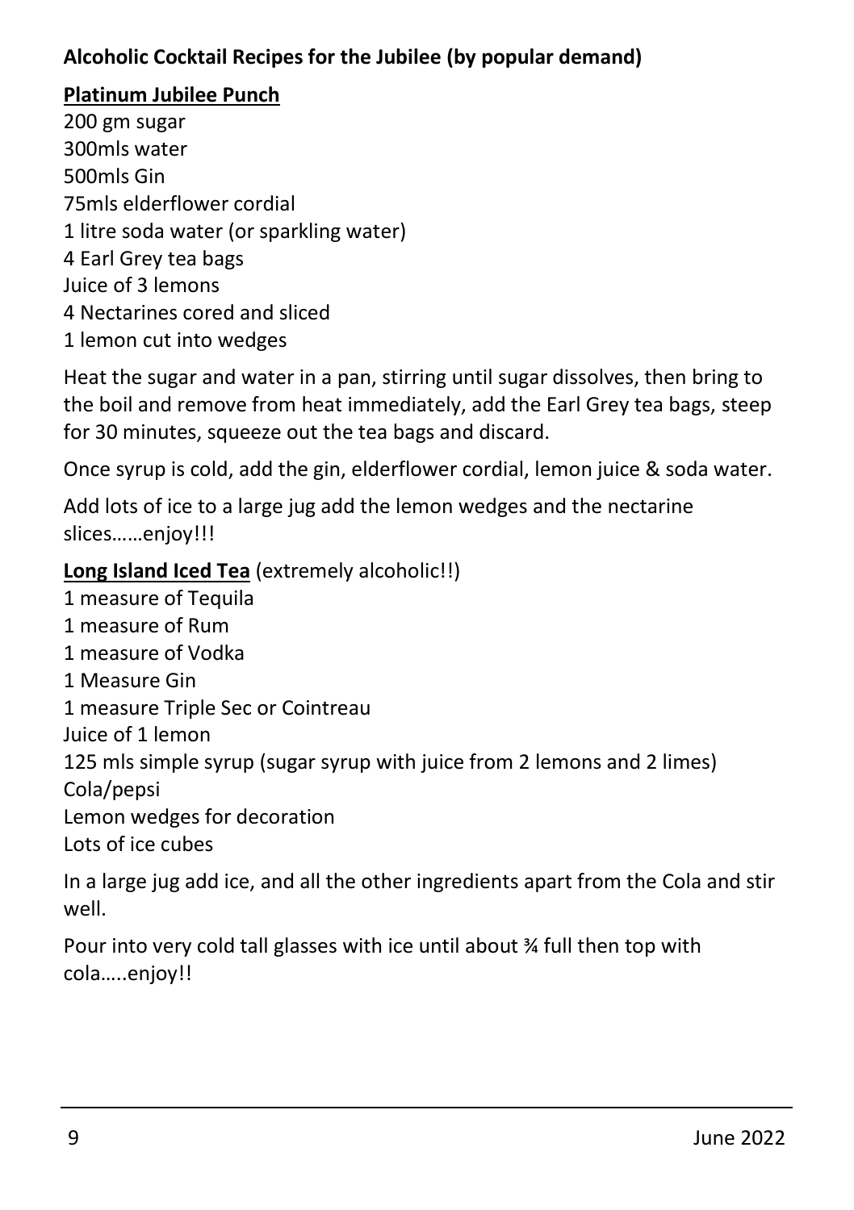**Alcoholic Cocktail Recipes for the Jubilee (by popular demand)**

**<u>Platinum Jubilee Punch</u>**

200 gm sugar
300mls water
500mls Gin
75mls elderflower cordial
1 litre soda water (or sparkling water)
4 Earl Grey tea bags
Juice of 3 lemons
4 Nectarines cored and sliced
1 lemon cut into wedges

Heat the sugar and water in a pan, stirring until sugar dissolves, then bring to the boil and remove from heat immediately, add the Earl Grey tea bags, steep for 30 minutes, squeeze out the tea bags and discard.

Once syrup is cold, add the gin, elderflower cordial, lemon juice & soda water.

Add lots of ice to a large jug add the lemon wedges and the nectarine slices……enjoy!!!

**<u>Long Island Iced Tea</u>** (extremely alcoholic!!)

1 measure of Tequila
1 measure of Rum
1 measure of Vodka
1 Measure Gin
1 measure Triple Sec or Cointreau
Juice of 1 lemon
125 mls simple syrup (sugar syrup with juice from 2 lemons and 2 limes)
Cola/pepsi
Lemon wedges for decoration
Lots of ice cubes

In a large jug add ice, and all the other ingredients apart from the Cola and stir well.

Pour into very cold tall glasses with ice until about ¾ full then top with cola…..enjoy!!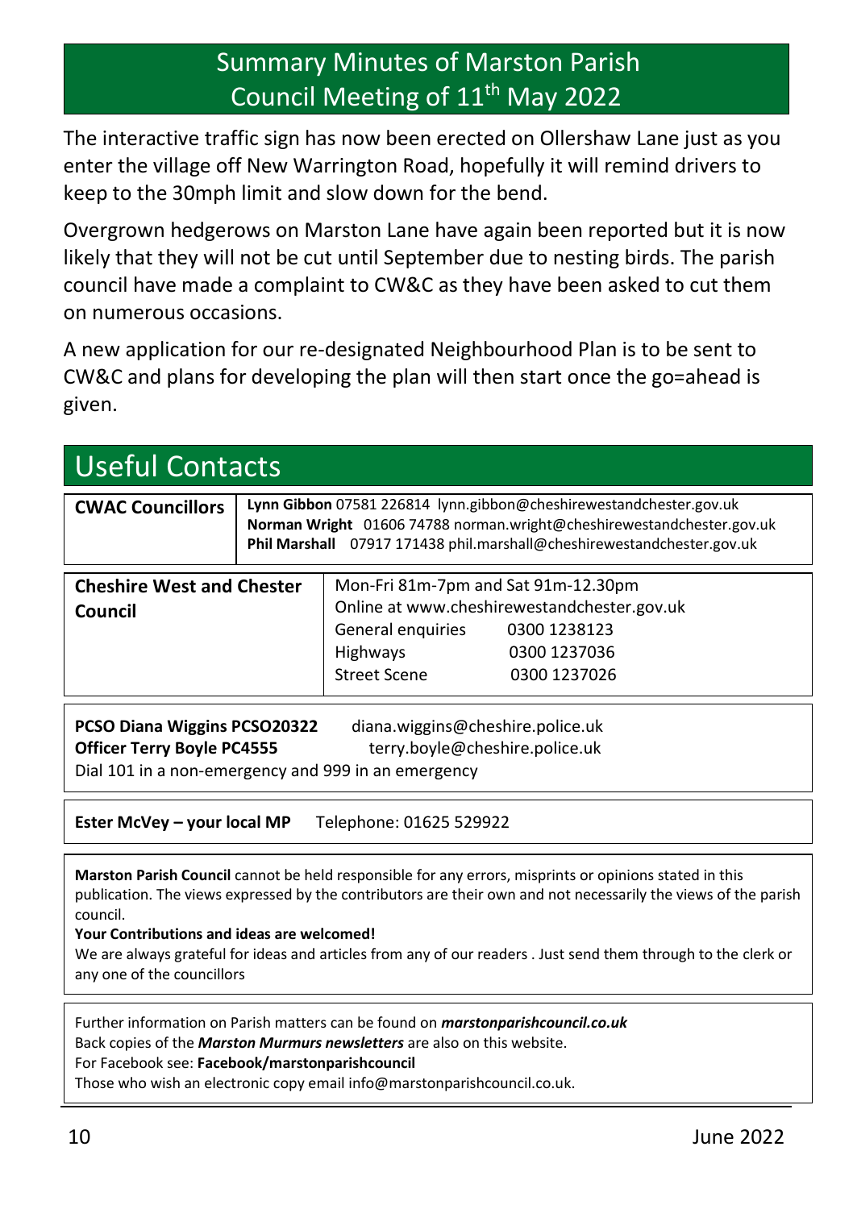## Summary Minutes of Marston Parish Council Meeting of 11th May 2022

The interactive traffic sign has now been erected on Ollershaw Lane just as you enter the village off New Warrington Road, hopefully it will remind drivers to keep to the 30mph limit and slow down for the bend.

Overgrown hedgerows on Marston Lane have again been reported but it is now likely that they will not be cut until September due to nesting birds. The parish council have made a complaint to CW&C as they have been asked to cut them on numerous occasions.

A new application for our re-designated Neighbourhood Plan is to be sent to CW&C and plans for developing the plan will then start once the go=ahead is given.

## Useful Contacts

| **CWAC Councillors** | **Lynn Gibbon** 07581 226814 lynn.gibbon@cheshirewestandchester.gov.uk<br>**Norman Wright** 01606 74788 norman.wright@cheshirewestandchester.gov.uk<br>**Phil Marshall** 07917 171438 phil.marshall@cheshirewestandchester.gov.uk |
|---|---|

| **Cheshire West and Chester Council** | Mon-Fri 81m-7pm and Sat 91m-12.30pm<br>Online at www.cheshirewestandchester.gov.uk<br>General enquiries 0300 1238123<br>Highways 0300 1237036<br>Street Scene 0300 1237026 |
|---|---|

**PCSO Diana Wiggins PCSO20322** diana.wiggins@cheshire.police.uk
**Officer Terry Boyle PC4555** terry.boyle@cheshire.police.uk
Dial 101 in a non-emergency and 999 in an emergency

**Ester McVey – your local MP** Telephone: 01625 529922

**Marston Parish Council** cannot be held responsible for any errors, misprints or opinions stated in this publication. The views expressed by the contributors are their own and not necessarily the views of the parish council.

**Your Contributions and ideas are welcomed!**

We are always grateful for ideas and articles from any of our readers . Just send them through to the clerk or any one of the councillors

Further information on Parish matters can be found on ***marstonparishcouncil.co.uk***
Back copies of the ***Marston Murmurs newsletters*** are also on this website.
For Facebook see: **Facebook/marstonparishcouncil**
Those who wish an electronic copy email info@marstonparishcouncil.co.uk.

June 2022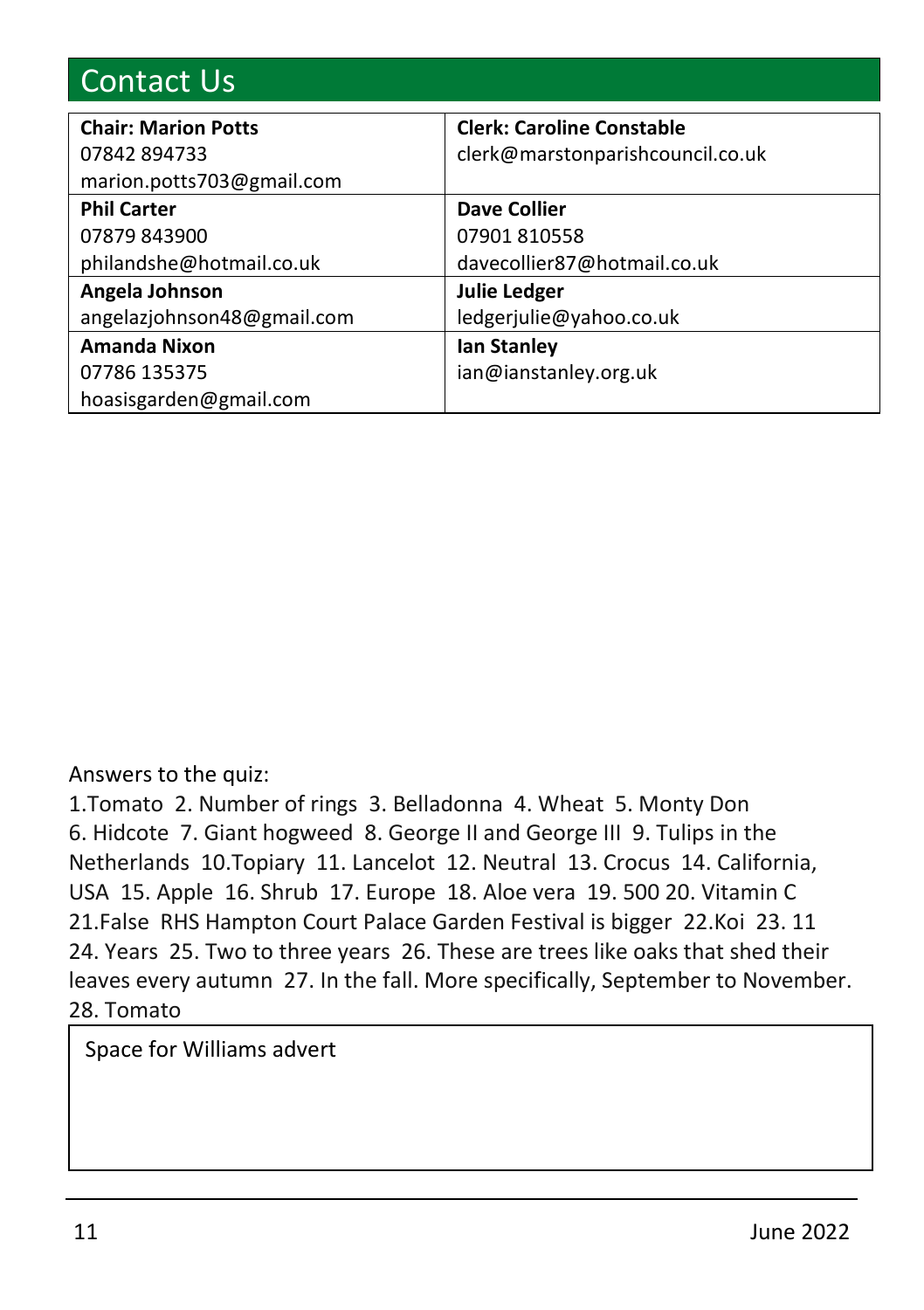## Contact Us

| | |
|---|---|
| **Chair: Marion Potts**<br>07842 894733<br>marion.potts703@gmail.com | **Clerk: Caroline Constable**<br>clerk@marstonparishcouncil.co.uk |
| **Phil Carter**<br>07879 843900<br>philandshe@hotmail.co.uk | **Dave Collier**<br>07901 810558<br>davecollier87@hotmail.co.uk |
| **Angela Johnson**<br>angelazjohnson48@gmail.com | **Julie Ledger**<br>ledgerjulie@yahoo.co.uk |
| **Amanda Nixon**<br>07786 135375<br>hoasisgarden@gmail.com | **Ian Stanley**<br>ian@ianstanley.org.uk |

Answers to the quiz:

1.Tomato 2. Number of rings 3. Belladonna 4. Wheat 5. Monty Don 6. Hidcote 7. Giant hogweed 8. George II and George III 9. Tulips in the Netherlands 10.Topiary 11. Lancelot 12. Neutral 13. Crocus 14. California, USA 15. Apple 16. Shrub 17. Europe 18. Aloe vera 19. 500 20. Vitamin C 21.False RHS Hampton Court Palace Garden Festival is bigger 22.Koi 23. 11 24. Years 25. Two to three years 26. These are trees like oaks that shed their leaves every autumn 27. In the fall. More specifically, September to November. 28. Tomato

Space for Williams advert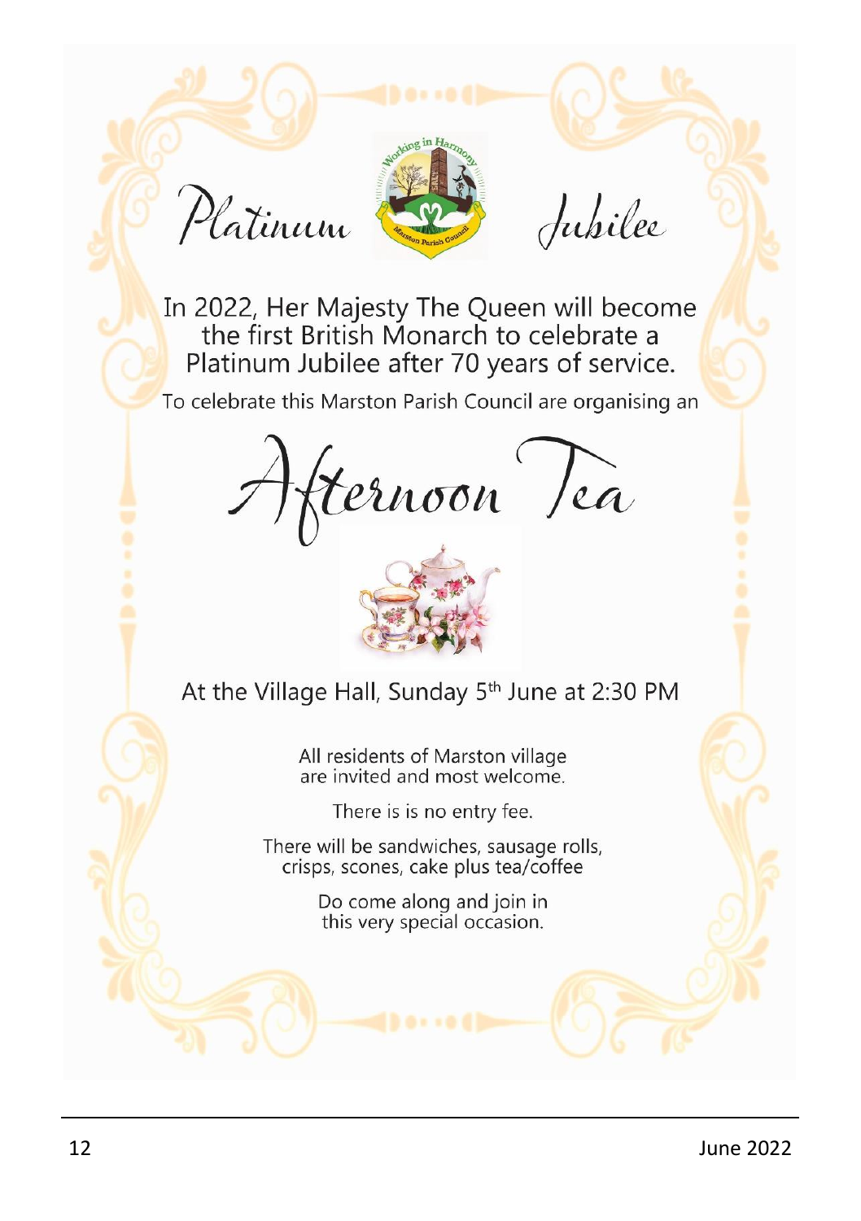# Platinum Jubilee

In 2022, Her Majesty The Queen will become the first British Monarch to celebrate a Platinum Jubilee after 70 years of service.

To celebrate this Marston Parish Council are organising an

# Afternoon Tea

At the Village Hall, Sunday 5th June at 2:30 PM

All residents of Marston village are invited and most welcome.

There is is no entry fee.

There will be sandwiches, sausage rolls, crisps, scones, cake plus tea/coffee

Do come along and join in this very special occasion.